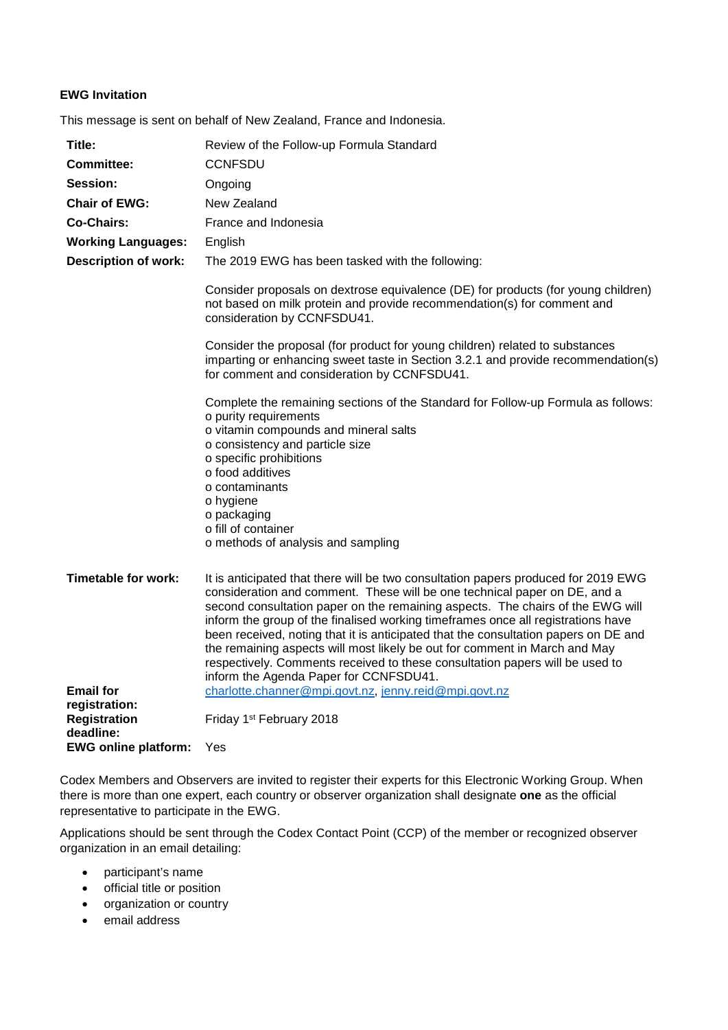**EWG Invitation**

This message is sent on behalf of New Zealand, France and Indonesia.

| | |
|---|---|
| **Title:** | Review of the Follow-up Formula Standard |
| **Committee:** | CCNFSDU |
| **Session:** | Ongoing |
| **Chair of EWG:** | New Zealand |
| **Co-Chairs:** | France and Indonesia |
| **Working Languages:** | English |
| **Description of work:** | The 2019 EWG has been tasked with the following:<br><br>Consider proposals on dextrose equivalence (DE) for products (for young children) not based on milk protein and provide recommendation(s) for comment and consideration by CCNFSDU41.<br><br>Consider the proposal (for product for young children) related to substances imparting or enhancing sweet taste in Section 3.2.1 and provide recommendation(s) for comment and consideration by CCNFSDU41.<br><br>Complete the remaining sections of the Standard for Follow-up Formula as follows:<br>o purity requirements<br>o vitamin compounds and mineral salts<br>o consistency and particle size<br>o specific prohibitions<br>o food additives<br>o contaminants<br>o hygiene<br>o packaging<br>o fill of container<br>o methods of analysis and sampling |
| **Timetable for work:** | It is anticipated that there will be two consultation papers produced for 2019 EWG consideration and comment. These will be one technical paper on DE, and a second consultation paper on the remaining aspects. The chairs of the EWG will inform the group of the finalised working timeframes once all registrations have been received, noting that it is anticipated that the consultation papers on DE and the remaining aspects will most likely be out for comment in March and May respectively. Comments received to these consultation papers will be used to inform the Agenda Paper for CCNFSDU41. |
| **Email for registration:** | charlotte.channer@mpi.govt.nz, jenny.reid@mpi.govt.nz |
| **Registration deadline:** | Friday 1st February 2018 |
| **EWG online platform:** | Yes |

Codex Members and Observers are invited to register their experts for this Electronic Working Group. When there is more than one expert, each country or observer organization shall designate **one** as the official representative to participate in the EWG.

Applications should be sent through the Codex Contact Point (CCP) of the member or recognized observer organization in an email detailing:

- participant's name
- official title or position
- organization or country
- email address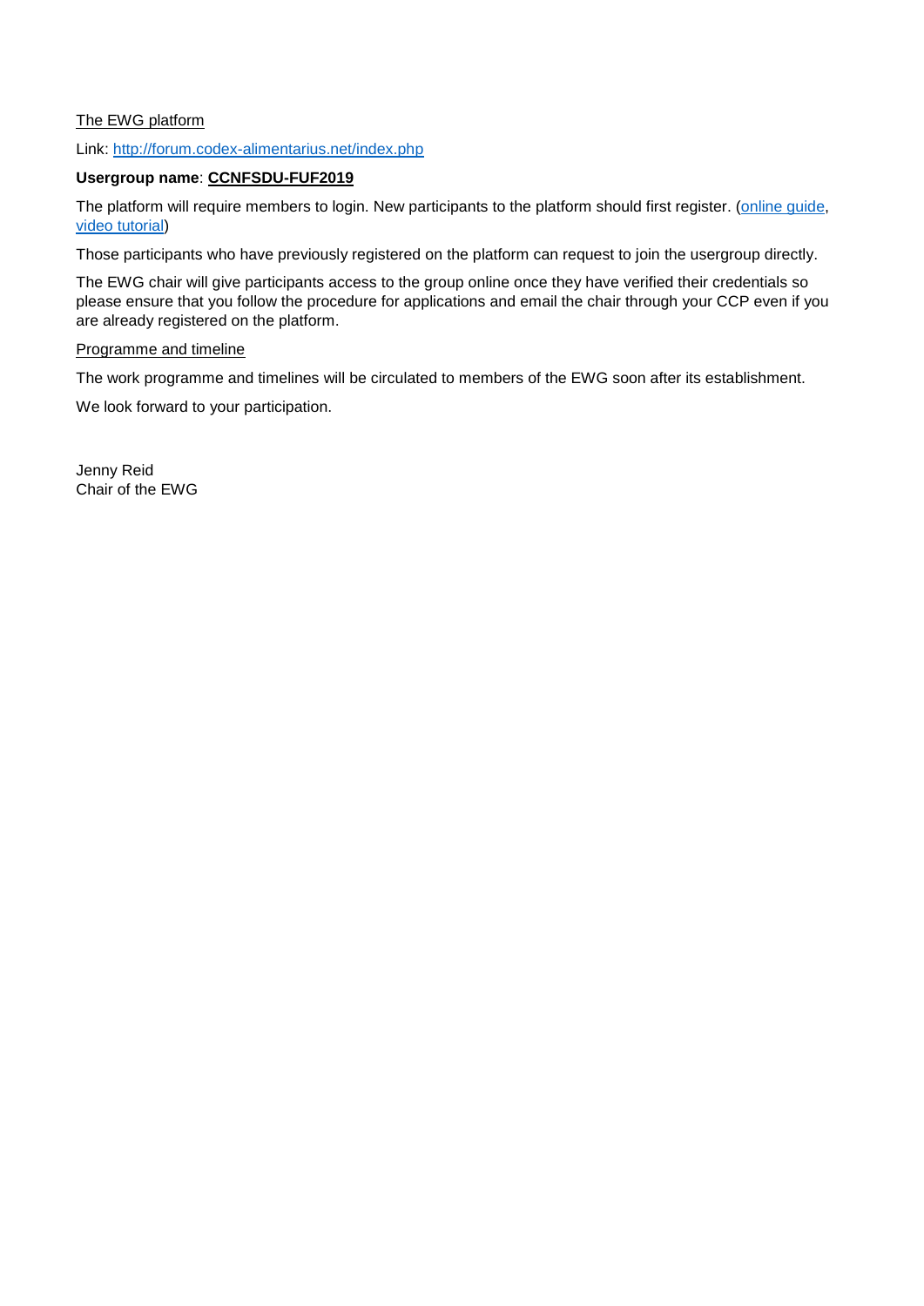The EWG platform

Link: [http://forum.codex-alimentarius.net/index.php](http://forum.codex-alimentarius.net/index.php)

**Usergroup name**: **CCNFSDU-FUF2019**

The platform will require members to login. New participants to the platform should first register. (online guide, video tutorial)

Those participants who have previously registered on the platform can request to join the usergroup directly.

The EWG chair will give participants access to the group online once they have verified their credentials so please ensure that you follow the procedure for applications and email the chair through your CCP even if you are already registered on the platform.

Programme and timeline

The work programme and timelines will be circulated to members of the EWG soon after its establishment.

We look forward to your participation.

Jenny Reid
Chair of the EWG